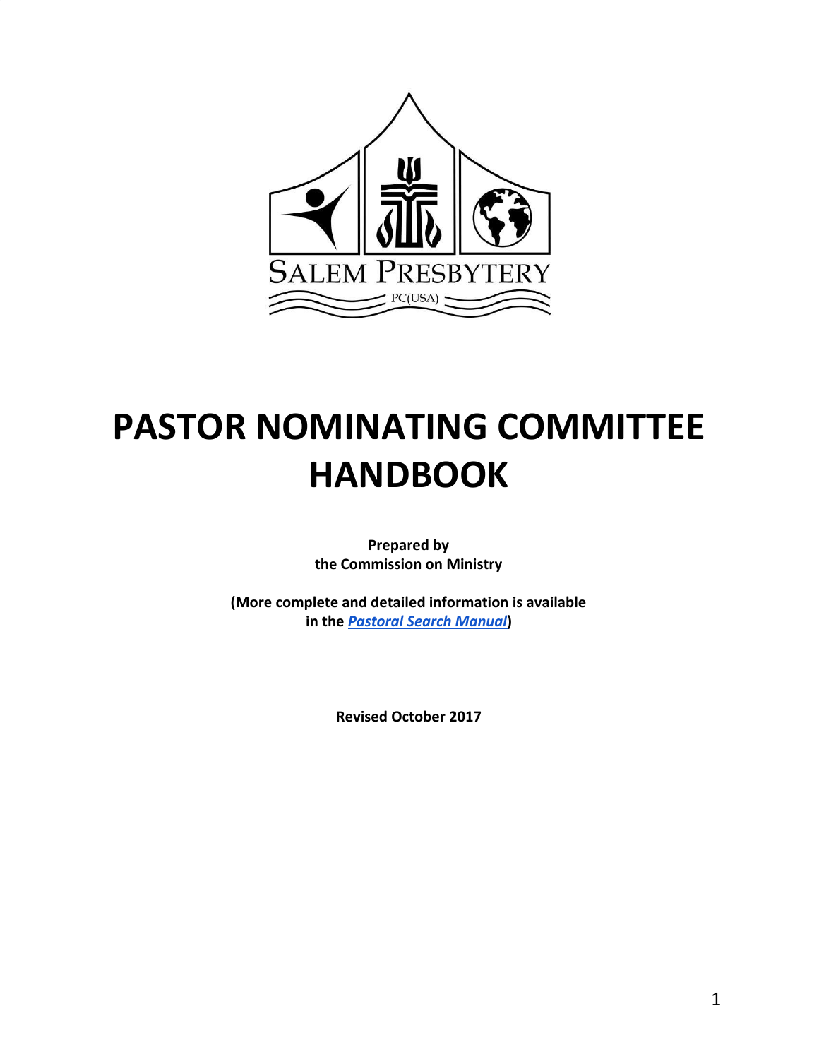SALEM PRESBYTERY

PC(USA)

# PASTOR NOMINATING COMMITTEE HANDBOOK

**Prepared by**
**the Commission on Ministry**

**(More complete and detailed information is available in the *Pastoral Search Manual*)**

**Revised October 2017**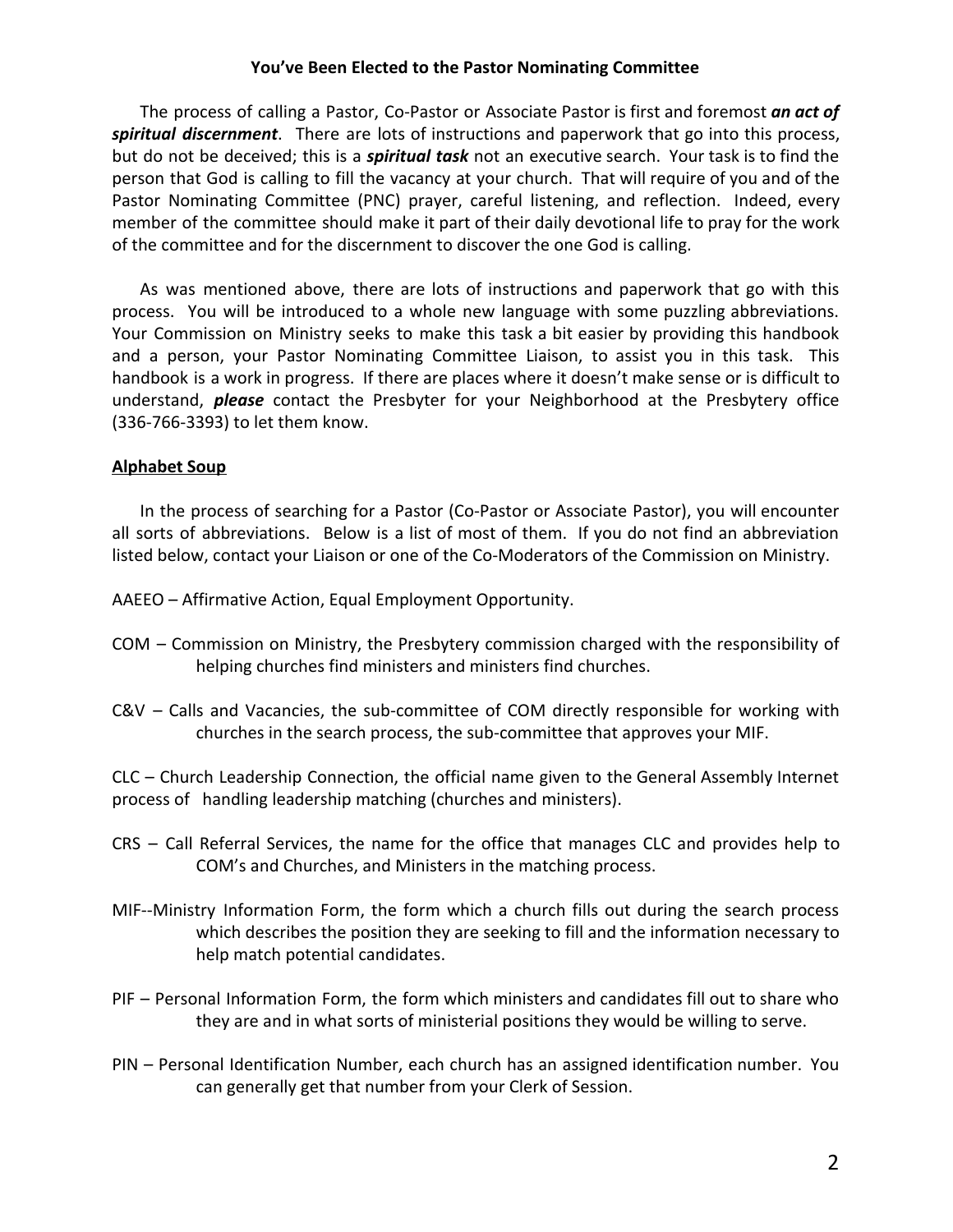## You've Been Elected to the Pastor Nominating Committee

The process of calling a Pastor, Co-Pastor or Associate Pastor is first and foremost ***an act of spiritual discernment***. There are lots of instructions and paperwork that go into this process, but do not be deceived; this is a ***spiritual task*** not an executive search. Your task is to find the person that God is calling to fill the vacancy at your church. That will require of you and of the Pastor Nominating Committee (PNC) prayer, careful listening, and reflection. Indeed, every member of the committee should make it part of their daily devotional life to pray for the work of the committee and for the discernment to discover the one God is calling.

As was mentioned above, there are lots of instructions and paperwork that go with this process. You will be introduced to a whole new language with some puzzling abbreviations. Your Commission on Ministry seeks to make this task a bit easier by providing this handbook and a person, your Pastor Nominating Committee Liaison, to assist you in this task. This handbook is a work in progress. If there are places where it doesn't make sense or is difficult to understand, ***please*** contact the Presbyter for your Neighborhood at the Presbytery office (336-766-3393) to let them know.

### Alphabet Soup

In the process of searching for a Pastor (Co-Pastor or Associate Pastor), you will encounter all sorts of abbreviations. Below is a list of most of them. If you do not find an abbreviation listed below, contact your Liaison or one of the Co-Moderators of the Commission on Ministry.

AAEEO – Affirmative Action, Equal Employment Opportunity.

COM – Commission on Ministry, the Presbytery commission charged with the responsibility of helping churches find ministers and ministers find churches.

C&V – Calls and Vacancies, the sub-committee of COM directly responsible for working with churches in the search process, the sub-committee that approves your MIF.

CLC – Church Leadership Connection, the official name given to the General Assembly Internet process of handling leadership matching (churches and ministers).

CRS – Call Referral Services, the name for the office that manages CLC and provides help to COM's and Churches, and Ministers in the matching process.

MIF--Ministry Information Form, the form which a church fills out during the search process which describes the position they are seeking to fill and the information necessary to help match potential candidates.

PIF – Personal Information Form, the form which ministers and candidates fill out to share who they are and in what sorts of ministerial positions they would be willing to serve.

PIN – Personal Identification Number, each church has an assigned identification number. You can generally get that number from your Clerk of Session.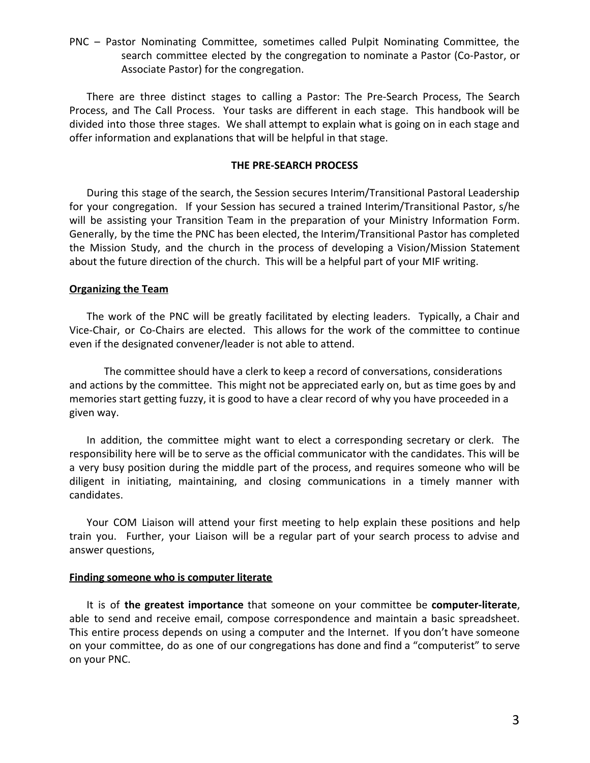PNC – Pastor Nominating Committee, sometimes called Pulpit Nominating Committee, the search committee elected by the congregation to nominate a Pastor (Co-Pastor, or Associate Pastor) for the congregation.

There are three distinct stages to calling a Pastor: The Pre-Search Process, The Search Process, and The Call Process. Your tasks are different in each stage. This handbook will be divided into those three stages. We shall attempt to explain what is going on in each stage and offer information and explanations that will be helpful in that stage.

## THE PRE-SEARCH PROCESS

During this stage of the search, the Session secures Interim/Transitional Pastoral Leadership for your congregation. If your Session has secured a trained Interim/Transitional Pastor, s/he will be assisting your Transition Team in the preparation of your Ministry Information Form. Generally, by the time the PNC has been elected, the Interim/Transitional Pastor has completed the Mission Study, and the church in the process of developing a Vision/Mission Statement about the future direction of the church. This will be a helpful part of your MIF writing.

### Organizing the Team

The work of the PNC will be greatly facilitated by electing leaders. Typically, a Chair and Vice-Chair, or Co-Chairs are elected. This allows for the work of the committee to continue even if the designated convener/leader is not able to attend.

The committee should have a clerk to keep a record of conversations, considerations and actions by the committee. This might not be appreciated early on, but as time goes by and memories start getting fuzzy, it is good to have a clear record of why you have proceeded in a given way.

In addition, the committee might want to elect a corresponding secretary or clerk. The responsibility here will be to serve as the official communicator with the candidates. This will be a very busy position during the middle part of the process, and requires someone who will be diligent in initiating, maintaining, and closing communications in a timely manner with candidates.

Your COM Liaison will attend your first meeting to help explain these positions and help train you. Further, your Liaison will be a regular part of your search process to advise and answer questions,

### Finding someone who is computer literate

It is of **the greatest importance** that someone on your committee be **computer-literate**, able to send and receive email, compose correspondence and maintain a basic spreadsheet. This entire process depends on using a computer and the Internet. If you don't have someone on your committee, do as one of our congregations has done and find a "computerist" to serve on your PNC.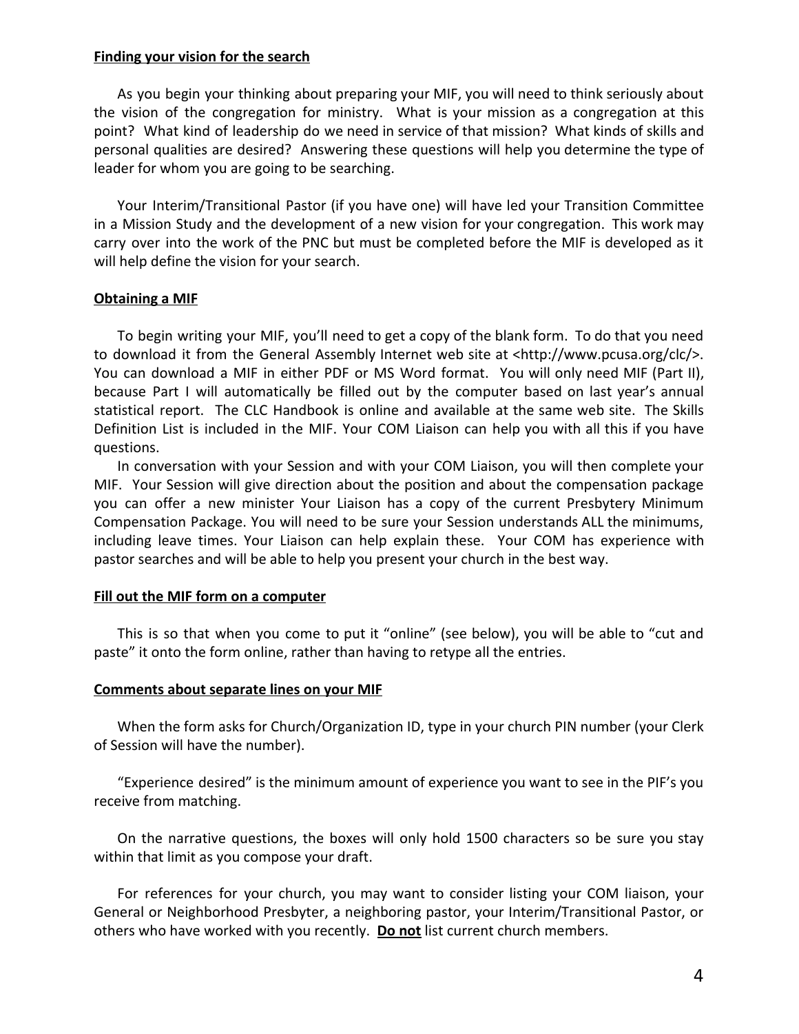**Finding your vision for the search**

As you begin your thinking about preparing your MIF, you will need to think seriously about the vision of the congregation for ministry. What is your mission as a congregation at this point? What kind of leadership do we need in service of that mission? What kinds of skills and personal qualities are desired? Answering these questions will help you determine the type of leader for whom you are going to be searching.

Your Interim/Transitional Pastor (if you have one) will have led your Transition Committee in a Mission Study and the development of a new vision for your congregation. This work may carry over into the work of the PNC but must be completed before the MIF is developed as it will help define the vision for your search.

**Obtaining a MIF**

To begin writing your MIF, you'll need to get a copy of the blank form. To do that you need to download it from the General Assembly Internet web site at <http://www.pcusa.org/clc/>. You can download a MIF in either PDF or MS Word format. You will only need MIF (Part II), because Part I will automatically be filled out by the computer based on last year's annual statistical report. The CLC Handbook is online and available at the same web site. The Skills Definition List is included in the MIF. Your COM Liaison can help you with all this if you have questions.

In conversation with your Session and with your COM Liaison, you will then complete your MIF. Your Session will give direction about the position and about the compensation package you can offer a new minister Your Liaison has a copy of the current Presbytery Minimum Compensation Package. You will need to be sure your Session understands ALL the minimums, including leave times. Your Liaison can help explain these. Your COM has experience with pastor searches and will be able to help you present your church in the best way.

**Fill out the MIF form on a computer**

This is so that when you come to put it "online" (see below), you will be able to "cut and paste" it onto the form online, rather than having to retype all the entries.

**Comments about separate lines on your MIF**

When the form asks for Church/Organization ID, type in your church PIN number (your Clerk of Session will have the number).

"Experience desired" is the minimum amount of experience you want to see in the PIF's you receive from matching.

On the narrative questions, the boxes will only hold 1500 characters so be sure you stay within that limit as you compose your draft.

For references for your church, you may want to consider listing your COM liaison, your General or Neighborhood Presbyter, a neighboring pastor, your Interim/Transitional Pastor, or others who have worked with you recently. **Do not** list current church members.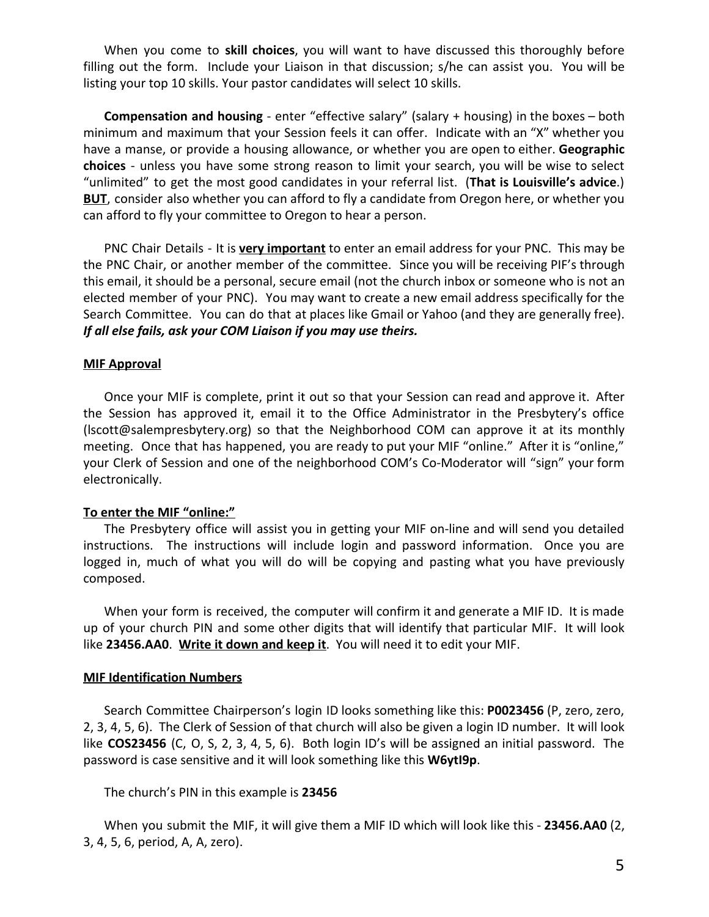When you come to **skill choices**, you will want to have discussed this thoroughly before filling out the form. Include your Liaison in that discussion; s/he can assist you. You will be listing your top 10 skills. Your pastor candidates will select 10 skills.

**Compensation and housing** - enter "effective salary" (salary + housing) in the boxes – both minimum and maximum that your Session feels it can offer. Indicate with an "X" whether you have a manse, or provide a housing allowance, or whether you are open to either. **Geographic choices** - unless you have some strong reason to limit your search, you will be wise to select "unlimited" to get the most good candidates in your referral list. (**That is Louisville's advice**.) <u>**BUT**</u>, consider also whether you can afford to fly a candidate from Oregon here, or whether you can afford to fly your committee to Oregon to hear a person.

PNC Chair Details - It is <u>**very important**</u> to enter an email address for your PNC. This may be the PNC Chair, or another member of the committee. Since you will be receiving PIF's through this email, it should be a personal, secure email (not the church inbox or someone who is not an elected member of your PNC). You may want to create a new email address specifically for the Search Committee. You can do that at places like Gmail or Yahoo (and they are generally free). ***If all else fails, ask your COM Liaison if you may use theirs.***

<u>**MIF Approval**</u>

Once your MIF is complete, print it out so that your Session can read and approve it. After the Session has approved it, email it to the Office Administrator in the Presbytery's office (lscott@salempresbytery.org) so that the Neighborhood COM can approve it at its monthly meeting. Once that has happened, you are ready to put your MIF "online." After it is "online," your Clerk of Session and one of the neighborhood COM's Co-Moderator will "sign" your form electronically.

<u>**To enter the MIF "online:"**</u>

The Presbytery office will assist you in getting your MIF on-line and will send you detailed instructions. The instructions will include login and password information. Once you are logged in, much of what you will do will be copying and pasting what you have previously composed.

When your form is received, the computer will confirm it and generate a MIF ID. It is made up of your church PIN and some other digits that will identify that particular MIF. It will look like **23456.AA0**. <u>**Write it down and keep it**</u>. You will need it to edit your MIF.

<u>**MIF Identification Numbers**</u>

Search Committee Chairperson's login ID looks something like this: **P0023456** (P, zero, zero, 2, 3, 4, 5, 6). The Clerk of Session of that church will also be given a login ID number. It will look like **COS23456** (C, O, S, 2, 3, 4, 5, 6). Both login ID's will be assigned an initial password. The password is case sensitive and it will look something like this **W6ytI9p**.

The church's PIN in this example is **23456**

When you submit the MIF, it will give them a MIF ID which will look like this - **23456.AA0** (2, 3, 4, 5, 6, period, A, A, zero).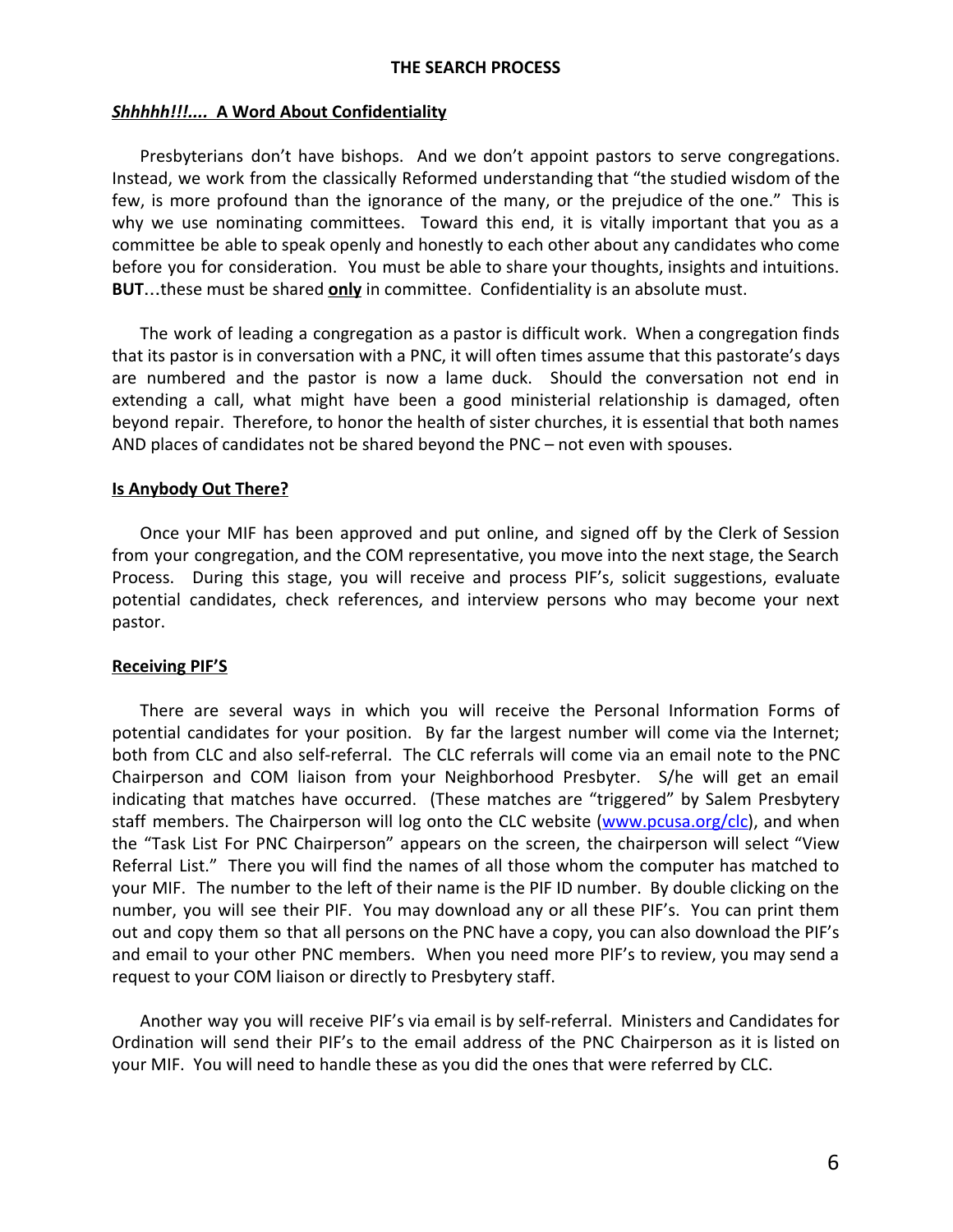# THE SEARCH PROCESS

***Shhhhh!!!....* A Word About Confidentiality**

Presbyterians don't have bishops. And we don't appoint pastors to serve congregations. Instead, we work from the classically Reformed understanding that "the studied wisdom of the few, is more profound than the ignorance of the many, or the prejudice of the one." This is why we use nominating committees. Toward this end, it is vitally important that you as a committee be able to speak openly and honestly to each other about any candidates who come before you for consideration. You must be able to share your thoughts, insights and intuitions. **BUT**…these must be shared ***only*** in committee. Confidentiality is an absolute must.

The work of leading a congregation as a pastor is difficult work. When a congregation finds that its pastor is in conversation with a PNC, it will often times assume that this pastorate's days are numbered and the pastor is now a lame duck. Should the conversation not end in extending a call, what might have been a good ministerial relationship is damaged, often beyond repair. Therefore, to honor the health of sister churches, it is essential that both names AND places of candidates not be shared beyond the PNC – not even with spouses.

**Is Anybody Out There?**

Once your MIF has been approved and put online, and signed off by the Clerk of Session from your congregation, and the COM representative, you move into the next stage, the Search Process. During this stage, you will receive and process PIF's, solicit suggestions, evaluate potential candidates, check references, and interview persons who may become your next pastor.

**Receiving PIF'S**

There are several ways in which you will receive the Personal Information Forms of potential candidates for your position. By far the largest number will come via the Internet; both from CLC and also self-referral. The CLC referrals will come via an email note to the PNC Chairperson and COM liaison from your Neighborhood Presbyter. S/he will get an email indicating that matches have occurred. (These matches are "triggered" by Salem Presbytery staff members. The Chairperson will log onto the CLC website ([www.pcusa.org/clc](www.pcusa.org/clc)), and when the "Task List For PNC Chairperson" appears on the screen, the chairperson will select "View Referral List." There you will find the names of all those whom the computer has matched to your MIF. The number to the left of their name is the PIF ID number. By double clicking on the number, you will see their PIF. You may download any or all these PIF's. You can print them out and copy them so that all persons on the PNC have a copy, you can also download the PIF's and email to your other PNC members. When you need more PIF's to review, you may send a request to your COM liaison or directly to Presbytery staff.

Another way you will receive PIF's via email is by self-referral. Ministers and Candidates for Ordination will send their PIF's to the email address of the PNC Chairperson as it is listed on your MIF. You will need to handle these as you did the ones that were referred by CLC.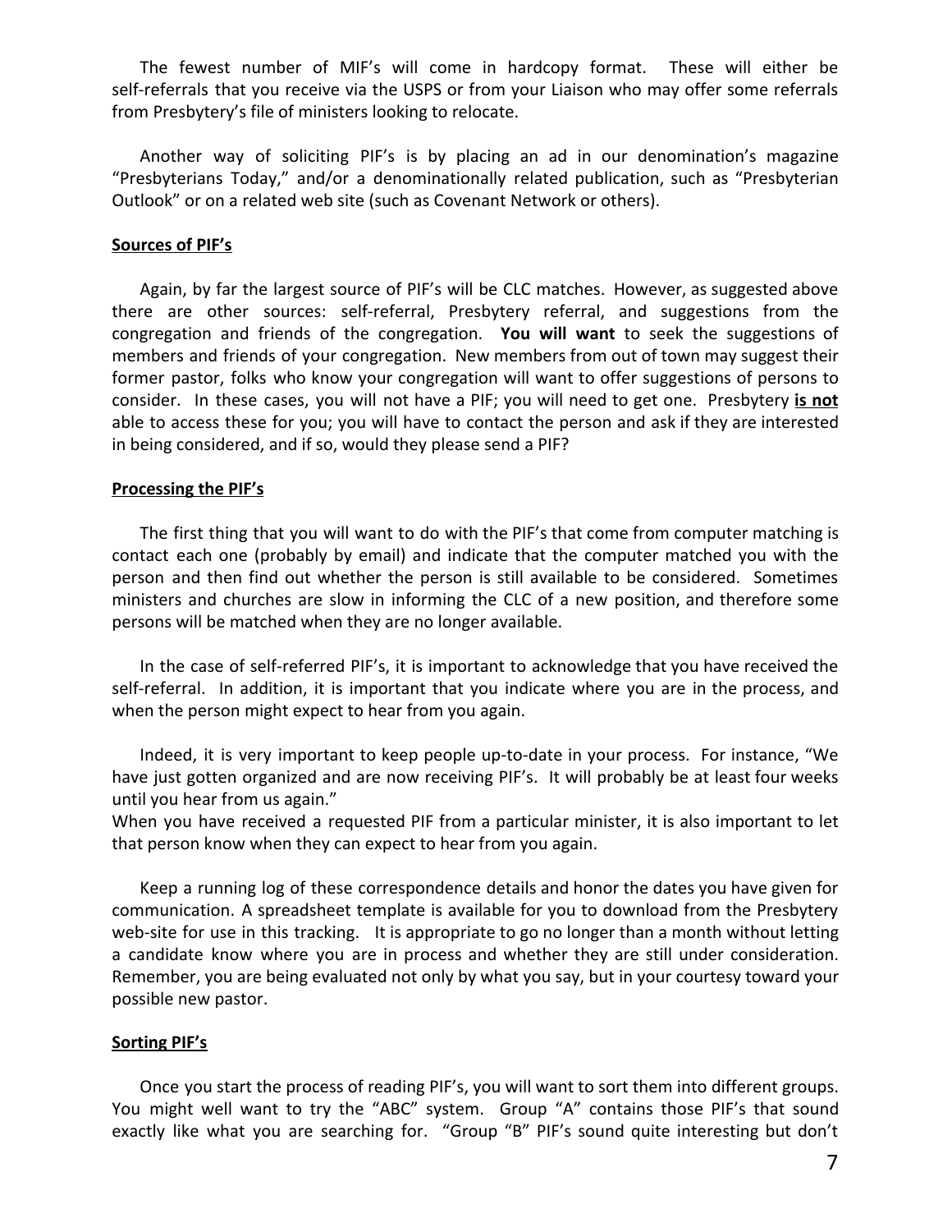The fewest number of MIF's will come in hardcopy format. These will either be self-referrals that you receive via the USPS or from your Liaison who may offer some referrals from Presbytery's file of ministers looking to relocate.

Another way of soliciting PIF's is by placing an ad in our denomination's magazine "Presbyterians Today," and/or a denominationally related publication, such as "Presbyterian Outlook" or on a related web site (such as Covenant Network or others).

## Sources of PIF's

Again, by far the largest source of PIF's will be CLC matches. However, as suggested above there are other sources: self-referral, Presbytery referral, and suggestions from the congregation and friends of the congregation. **You will want** to seek the suggestions of members and friends of your congregation. New members from out of town may suggest their former pastor, folks who know your congregation will want to offer suggestions of persons to consider. In these cases, you will not have a PIF; you will need to get one. Presbytery **is not** able to access these for you; you will have to contact the person and ask if they are interested in being considered, and if so, would they please send a PIF?

## Processing the PIF's

The first thing that you will want to do with the PIF's that come from computer matching is contact each one (probably by email) and indicate that the computer matched you with the person and then find out whether the person is still available to be considered. Sometimes ministers and churches are slow in informing the CLC of a new position, and therefore some persons will be matched when they are no longer available.

In the case of self-referred PIF's, it is important to acknowledge that you have received the self-referral. In addition, it is important that you indicate where you are in the process, and when the person might expect to hear from you again.

Indeed, it is very important to keep people up-to-date in your process. For instance, "We have just gotten organized and are now receiving PIF's. It will probably be at least four weeks until you hear from us again."
When you have received a requested PIF from a particular minister, it is also important to let that person know when they can expect to hear from you again.

Keep a running log of these correspondence details and honor the dates you have given for communication. A spreadsheet template is available for you to download from the Presbytery web-site for use in this tracking. It is appropriate to go no longer than a month without letting a candidate know where you are in process and whether they are still under consideration. Remember, you are being evaluated not only by what you say, but in your courtesy toward your possible new pastor.

## Sorting PIF's

Once you start the process of reading PIF's, you will want to sort them into different groups. You might well want to try the "ABC" system. Group "A" contains those PIF's that sound exactly like what you are searching for. "Group "B" PIF's sound quite interesting but don't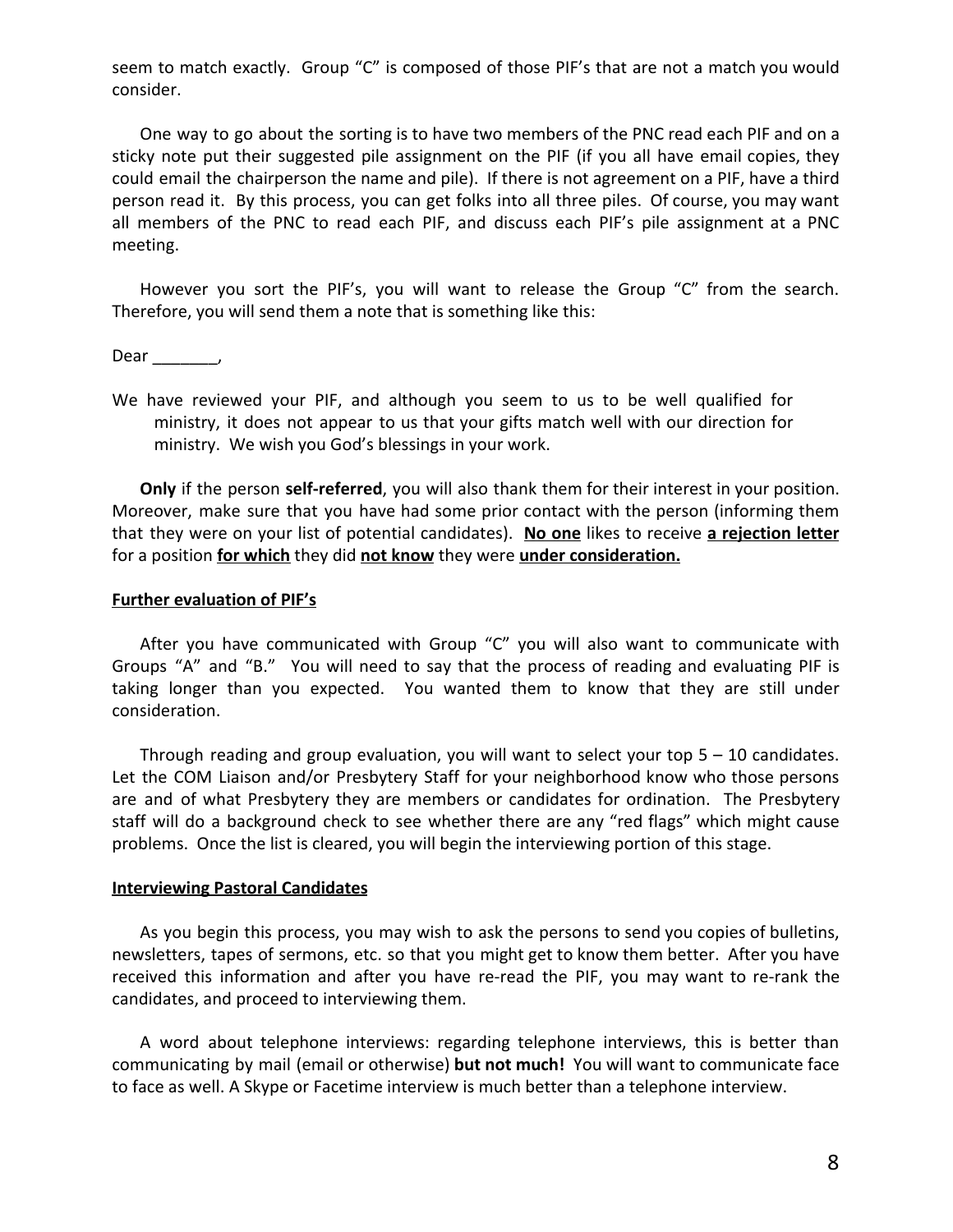seem to match exactly. Group "C" is composed of those PIF's that are not a match you would consider.

One way to go about the sorting is to have two members of the PNC read each PIF and on a sticky note put their suggested pile assignment on the PIF (if you all have email copies, they could email the chairperson the name and pile). If there is not agreement on a PIF, have a third person read it. By this process, you can get folks into all three piles. Of course, you may want all members of the PNC to read each PIF, and discuss each PIF's pile assignment at a PNC meeting.

However you sort the PIF's, you will want to release the Group "C" from the search. Therefore, you will send them a note that is something like this:

Dear _______,

We have reviewed your PIF, and although you seem to us to be well qualified for ministry, it does not appear to us that your gifts match well with our direction for ministry. We wish you God's blessings in your work.

**Only** if the person **self-referred**, you will also thank them for their interest in your position. Moreover, make sure that you have had some prior contact with the person (informing them that they were on your list of potential candidates). **<u>No one</u>** likes to receive **<u>a rejection letter</u>** for a position **<u>for which</u>** they did **<u>not know</u>** they were **<u>under consideration.</u>**

**<u>Further evaluation of PIF's</u>**

After you have communicated with Group "C" you will also want to communicate with Groups "A" and "B." You will need to say that the process of reading and evaluating PIF is taking longer than you expected. You wanted them to know that they are still under consideration.

Through reading and group evaluation, you will want to select your top 5 – 10 candidates. Let the COM Liaison and/or Presbytery Staff for your neighborhood know who those persons are and of what Presbytery they are members or candidates for ordination. The Presbytery staff will do a background check to see whether there are any "red flags" which might cause problems. Once the list is cleared, you will begin the interviewing portion of this stage.

**<u>Interviewing Pastoral Candidates</u>**

As you begin this process, you may wish to ask the persons to send you copies of bulletins, newsletters, tapes of sermons, etc. so that you might get to know them better. After you have received this information and after you have re-read the PIF, you may want to re-rank the candidates, and proceed to interviewing them.

A word about telephone interviews: regarding telephone interviews, this is better than communicating by mail (email or otherwise) **but not much!** You will want to communicate face to face as well. A Skype or Facetime interview is much better than a telephone interview.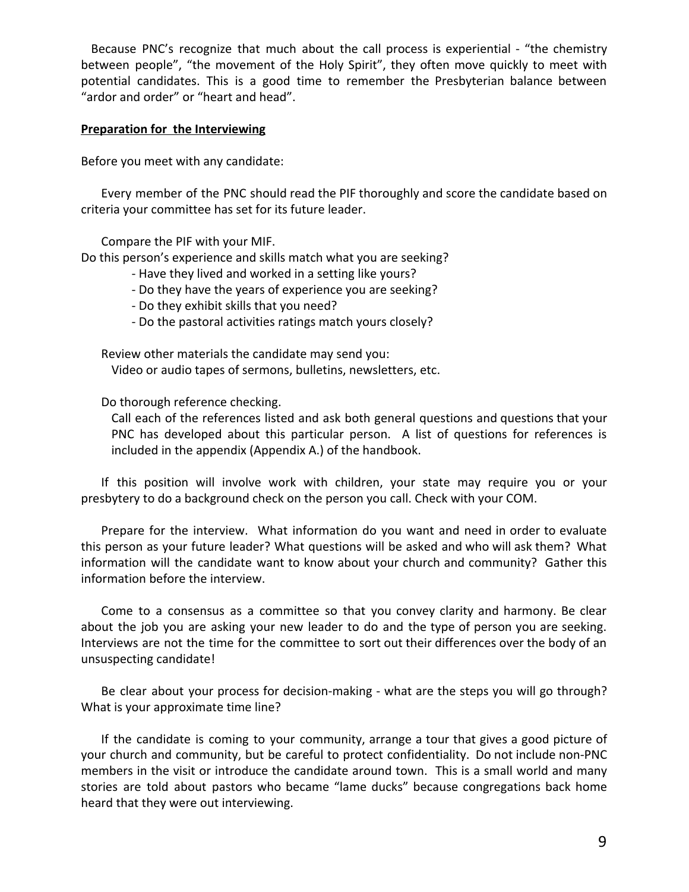Because PNC's recognize that much about the call process is experiential - "the chemistry between people", "the movement of the Holy Spirit", they often move quickly to meet with potential candidates. This is a good time to remember the Presbyterian balance between "ardor and order" or "heart and head".

**Preparation for the Interviewing**

Before you meet with any candidate:

Every member of the PNC should read the PIF thoroughly and score the candidate based on criteria your committee has set for its future leader.

Compare the PIF with your MIF.
Do this person's experience and skills match what you are seeking?

- Have they lived and worked in a setting like yours?
- Do they have the years of experience you are seeking?
- Do they exhibit skills that you need?
- Do the pastoral activities ratings match yours closely?

Review other materials the candidate may send you:
Video or audio tapes of sermons, bulletins, newsletters, etc.

Do thorough reference checking.
Call each of the references listed and ask both general questions and questions that your PNC has developed about this particular person. A list of questions for references is included in the appendix (Appendix A.) of the handbook.

If this position will involve work with children, your state may require you or your presbytery to do a background check on the person you call. Check with your COM.

Prepare for the interview. What information do you want and need in order to evaluate this person as your future leader? What questions will be asked and who will ask them? What information will the candidate want to know about your church and community? Gather this information before the interview.

Come to a consensus as a committee so that you convey clarity and harmony. Be clear about the job you are asking your new leader to do and the type of person you are seeking. Interviews are not the time for the committee to sort out their differences over the body of an unsuspecting candidate!

Be clear about your process for decision-making - what are the steps you will go through? What is your approximate time line?

If the candidate is coming to your community, arrange a tour that gives a good picture of your church and community, but be careful to protect confidentiality. Do not include non-PNC members in the visit or introduce the candidate around town. This is a small world and many stories are told about pastors who became "lame ducks" because congregations back home heard that they were out interviewing.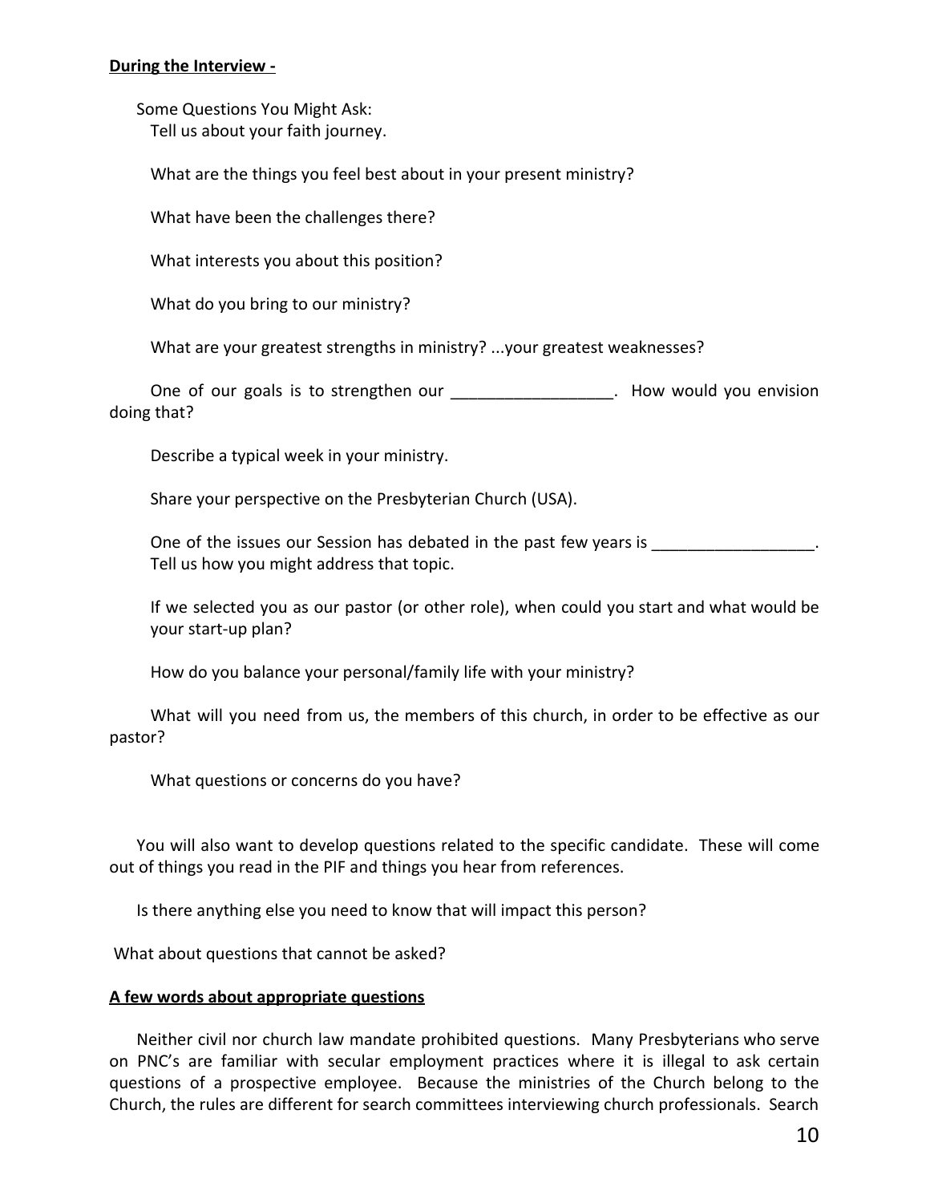**During the Interview -**

Some Questions You Might Ask:

Tell us about your faith journey.

What are the things you feel best about in your present ministry?

What have been the challenges there?

What interests you about this position?

What do you bring to our ministry?

What are your greatest strengths in ministry? ...your greatest weaknesses?

One of our goals is to strengthen our __________________. How would you envision doing that?

Describe a typical week in your ministry.

Share your perspective on the Presbyterian Church (USA).

One of the issues our Session has debated in the past few years is __________________. Tell us how you might address that topic.

If we selected you as our pastor (or other role), when could you start and what would be your start-up plan?

How do you balance your personal/family life with your ministry?

What will you need from us, the members of this church, in order to be effective as our pastor?

What questions or concerns do you have?

You will also want to develop questions related to the specific candidate. These will come out of things you read in the PIF and things you hear from references.

Is there anything else you need to know that will impact this person?

What about questions that cannot be asked?

**A few words about appropriate questions**

Neither civil nor church law mandate prohibited questions. Many Presbyterians who serve on PNC's are familiar with secular employment practices where it is illegal to ask certain questions of a prospective employee. Because the ministries of the Church belong to the Church, the rules are different for search committees interviewing church professionals. Search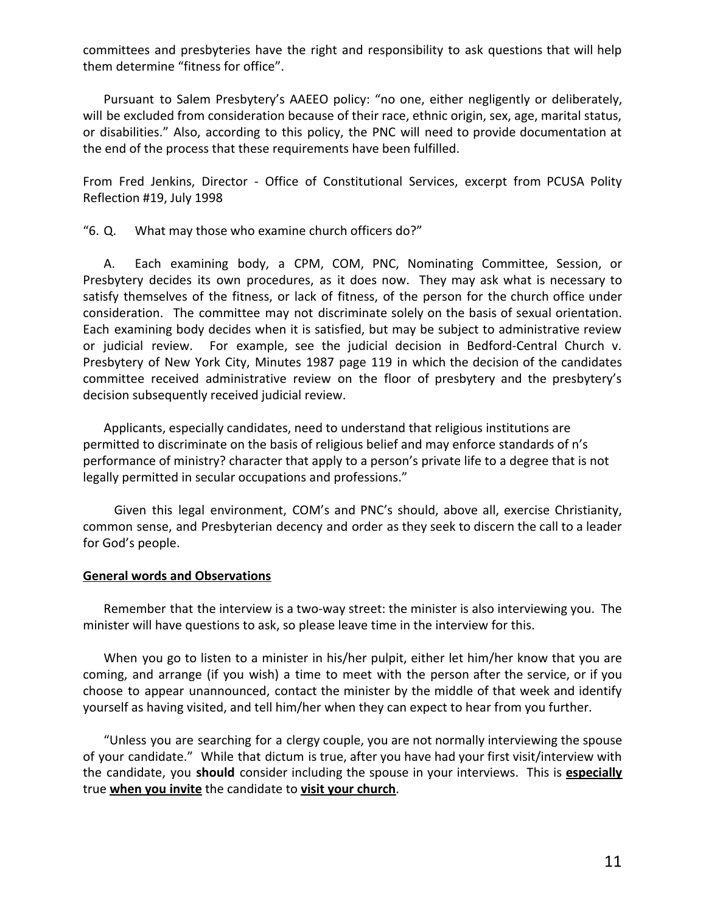committees and presbyteries have the right and responsibility to ask questions that will help them determine "fitness for office".

Pursuant to Salem Presbytery's AAEEO policy: "no one, either negligently or deliberately, will be excluded from consideration because of their race, ethnic origin, sex, age, marital status, or disabilities." Also, according to this policy, the PNC will need to provide documentation at the end of the process that these requirements have been fulfilled.

From Fred Jenkins, Director - Office of Constitutional Services, excerpt from PCUSA Polity Reflection #19, July 1998

"6. Q. What may those who examine church officers do?"

A. Each examining body, a CPM, COM, PNC, Nominating Committee, Session, or Presbytery decides its own procedures, as it does now. They may ask what is necessary to satisfy themselves of the fitness, or lack of fitness, of the person for the church office under consideration. The committee may not discriminate solely on the basis of sexual orientation. Each examining body decides when it is satisfied, but may be subject to administrative review or judicial review. For example, see the judicial decision in Bedford-Central Church v. Presbytery of New York City, Minutes 1987 page 119 in which the decision of the candidates committee received administrative review on the floor of presbytery and the presbytery's decision subsequently received judicial review.

Applicants, especially candidates, need to understand that religious institutions are permitted to discriminate on the basis of religious belief and may enforce standards of n's performance of ministry? character that apply to a person's private life to a degree that is not legally permitted in secular occupations and professions."

Given this legal environment, COM's and PNC's should, above all, exercise Christianity, common sense, and Presbyterian decency and order as they seek to discern the call to a leader for God's people.

**General words and Observations**

Remember that the interview is a two-way street: the minister is also interviewing you. The minister will have questions to ask, so please leave time in the interview for this.

When you go to listen to a minister in his/her pulpit, either let him/her know that you are coming, and arrange (if you wish) a time to meet with the person after the service, or if you choose to appear unannounced, contact the minister by the middle of that week and identify yourself as having visited, and tell him/her when they can expect to hear from you further.

"Unless you are searching for a clergy couple, you are not normally interviewing the spouse of your candidate." While that dictum is true, after you have had your first visit/interview with the candidate, you **should** consider including the spouse in your interviews. This is **especially** true **when you invite** the candidate to **visit your church**.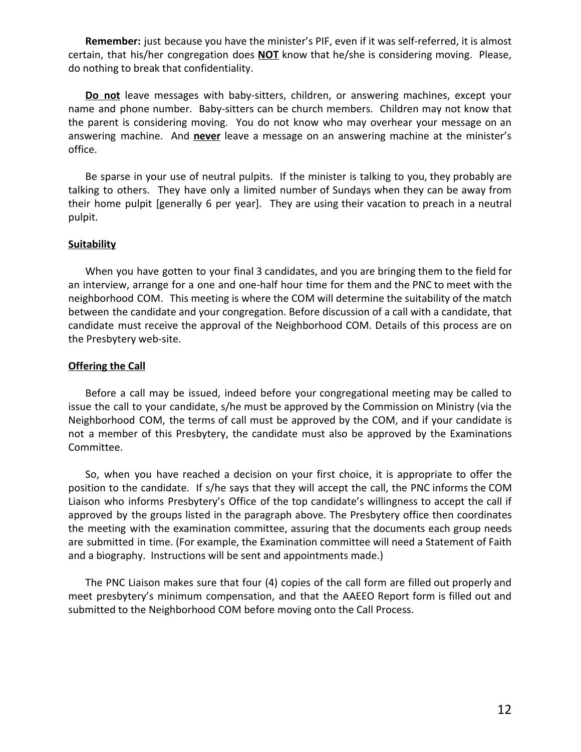**Remember:** just because you have the minister's PIF, even if it was self-referred, it is almost certain, that his/her congregation does **NOT** know that he/she is considering moving. Please, do nothing to break that confidentiality.

**Do not** leave messages with baby-sitters, children, or answering machines, except your name and phone number. Baby-sitters can be church members. Children may not know that the parent is considering moving. You do not know who may overhear your message on an answering machine. And **never** leave a message on an answering machine at the minister's office.

Be sparse in your use of neutral pulpits. If the minister is talking to you, they probably are talking to others. They have only a limited number of Sundays when they can be away from their home pulpit [generally 6 per year]. They are using their vacation to preach in a neutral pulpit.

## Suitability

When you have gotten to your final 3 candidates, and you are bringing them to the field for an interview, arrange for a one and one-half hour time for them and the PNC to meet with the neighborhood COM. This meeting is where the COM will determine the suitability of the match between the candidate and your congregation. Before discussion of a call with a candidate, that candidate must receive the approval of the Neighborhood COM. Details of this process are on the Presbytery web-site.

## Offering the Call

Before a call may be issued, indeed before your congregational meeting may be called to issue the call to your candidate, s/he must be approved by the Commission on Ministry (via the Neighborhood COM, the terms of call must be approved by the COM, and if your candidate is not a member of this Presbytery, the candidate must also be approved by the Examinations Committee.

So, when you have reached a decision on your first choice, it is appropriate to offer the position to the candidate. If s/he says that they will accept the call, the PNC informs the COM Liaison who informs Presbytery's Office of the top candidate's willingness to accept the call if approved by the groups listed in the paragraph above. The Presbytery office then coordinates the meeting with the examination committee, assuring that the documents each group needs are submitted in time. (For example, the Examination committee will need a Statement of Faith and a biography. Instructions will be sent and appointments made.)

The PNC Liaison makes sure that four (4) copies of the call form are filled out properly and meet presbytery's minimum compensation, and that the AAEEO Report form is filled out and submitted to the Neighborhood COM before moving onto the Call Process.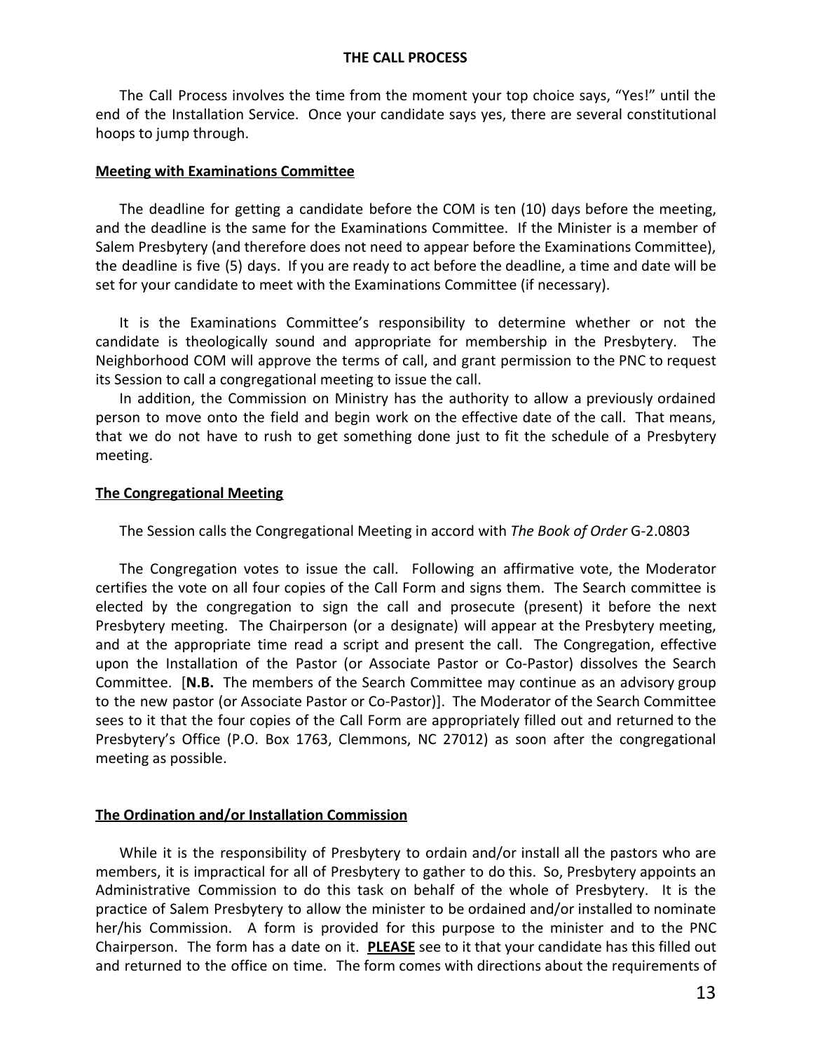# THE CALL PROCESS

The Call Process involves the time from the moment your top choice says, "Yes!" until the end of the Installation Service. Once your candidate says yes, there are several constitutional hoops to jump through.

## Meeting with Examinations Committee

The deadline for getting a candidate before the COM is ten (10) days before the meeting, and the deadline is the same for the Examinations Committee. If the Minister is a member of Salem Presbytery (and therefore does not need to appear before the Examinations Committee), the deadline is five (5) days. If you are ready to act before the deadline, a time and date will be set for your candidate to meet with the Examinations Committee (if necessary).

It is the Examinations Committee's responsibility to determine whether or not the candidate is theologically sound and appropriate for membership in the Presbytery. The Neighborhood COM will approve the terms of call, and grant permission to the PNC to request its Session to call a congregational meeting to issue the call.

In addition, the Commission on Ministry has the authority to allow a previously ordained person to move onto the field and begin work on the effective date of the call. That means, that we do not have to rush to get something done just to fit the schedule of a Presbytery meeting.

## The Congregational Meeting

The Session calls the Congregational Meeting in accord with *The Book of Order* G-2.0803

The Congregation votes to issue the call. Following an affirmative vote, the Moderator certifies the vote on all four copies of the Call Form and signs them. The Search committee is elected by the congregation to sign the call and prosecute (present) it before the next Presbytery meeting. The Chairperson (or a designate) will appear at the Presbytery meeting, and at the appropriate time read a script and present the call. The Congregation, effective upon the Installation of the Pastor (or Associate Pastor or Co-Pastor) dissolves the Search Committee. [**N.B.** The members of the Search Committee may continue as an advisory group to the new pastor (or Associate Pastor or Co-Pastor)]. The Moderator of the Search Committee sees to it that the four copies of the Call Form are appropriately filled out and returned to the Presbytery's Office (P.O. Box 1763, Clemmons, NC 27012) as soon after the congregational meeting as possible.

## The Ordination and/or Installation Commission

While it is the responsibility of Presbytery to ordain and/or install all the pastors who are members, it is impractical for all of Presbytery to gather to do this. So, Presbytery appoints an Administrative Commission to do this task on behalf of the whole of Presbytery. It is the practice of Salem Presbytery to allow the minister to be ordained and/or installed to nominate her/his Commission. A form is provided for this purpose to the minister and to the PNC Chairperson. The form has a date on it. **PLEASE** see to it that your candidate has this filled out and returned to the office on time. The form comes with directions about the requirements of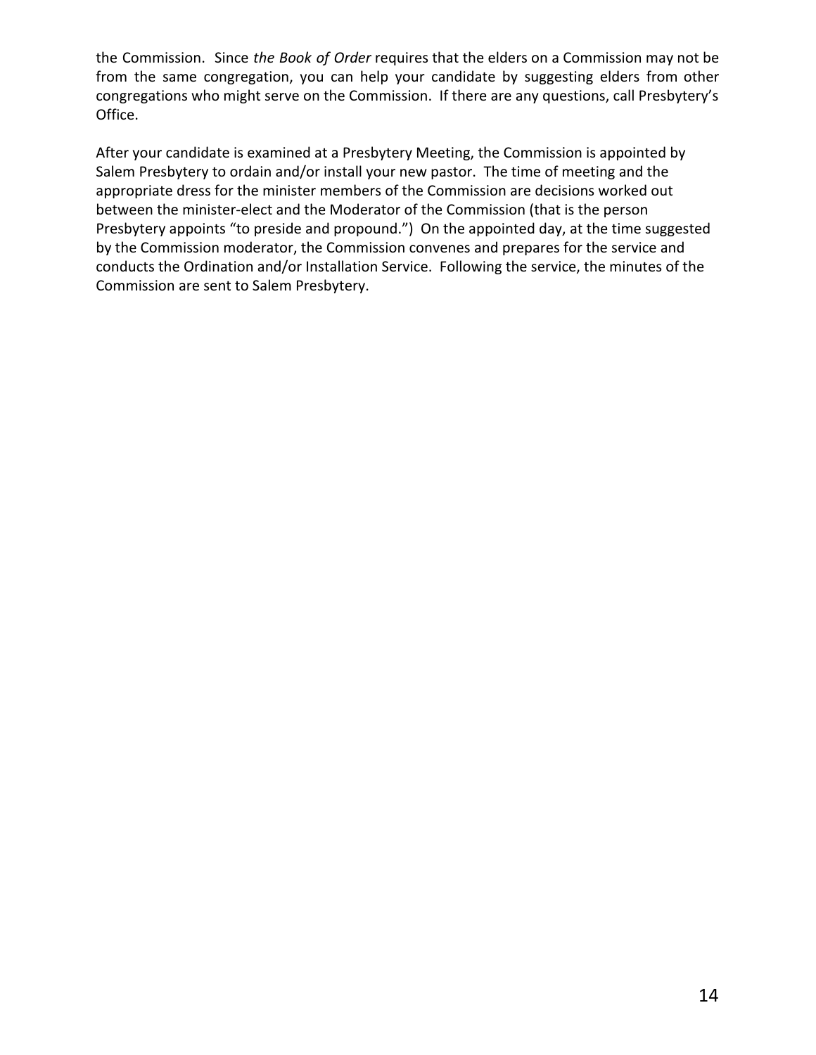the Commission. Since *the Book of Order* requires that the elders on a Commission may not be from the same congregation, you can help your candidate by suggesting elders from other congregations who might serve on the Commission. If there are any questions, call Presbytery's Office.

After your candidate is examined at a Presbytery Meeting, the Commission is appointed by Salem Presbytery to ordain and/or install your new pastor. The time of meeting and the appropriate dress for the minister members of the Commission are decisions worked out between the minister-elect and the Moderator of the Commission (that is the person Presbytery appoints "to preside and propound.") On the appointed day, at the time suggested by the Commission moderator, the Commission convenes and prepares for the service and conducts the Ordination and/or Installation Service. Following the service, the minutes of the Commission are sent to Salem Presbytery.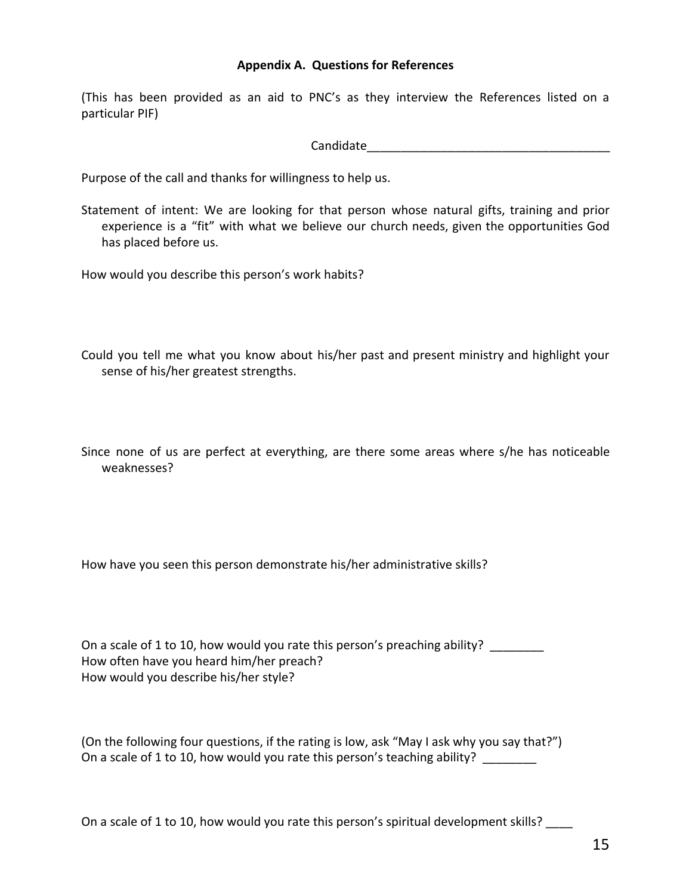### Appendix A. Questions for References

(This has been provided as an aid to PNC's as they interview the References listed on a particular PIF)

Candidate_____________________________________

Purpose of the call and thanks for willingness to help us.

Statement of intent: We are looking for that person whose natural gifts, training and prior experience is a "fit" with what we believe our church needs, given the opportunities God has placed before us.

How would you describe this person's work habits?

Could you tell me what you know about his/her past and present ministry and highlight your sense of his/her greatest strengths.

Since none of us are perfect at everything, are there some areas where s/he has noticeable weaknesses?

How have you seen this person demonstrate his/her administrative skills?

On a scale of 1 to 10, how would you rate this person's preaching ability? ________
How often have you heard him/her preach?
How would you describe his/her style?

(On the following four questions, if the rating is low, ask "May I ask why you say that?")
On a scale of 1 to 10, how would you rate this person's teaching ability? ________

On a scale of 1 to 10, how would you rate this person's spiritual development skills? ____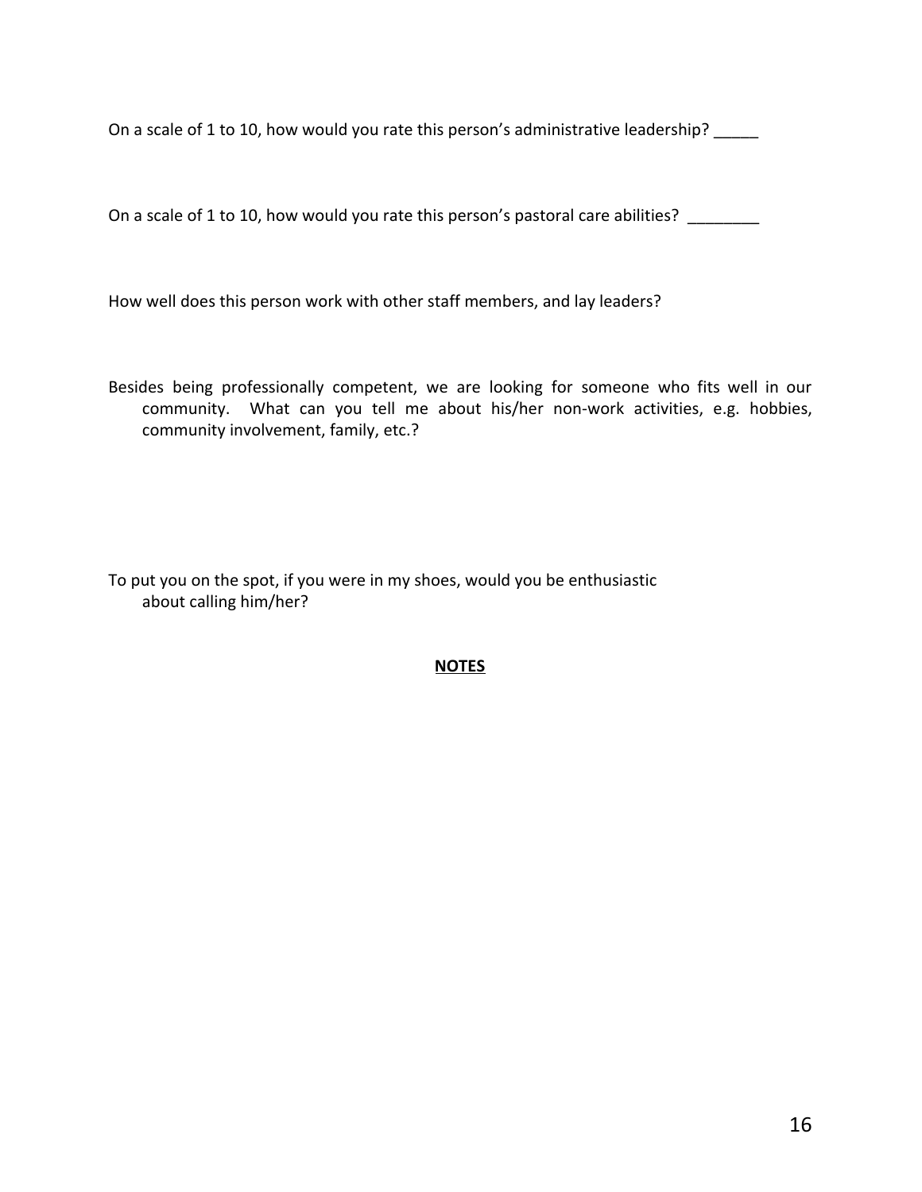On a scale of 1 to 10, how would you rate this person's administrative leadership? _____

On a scale of 1 to 10, how would you rate this person's pastoral care abilities? ________

How well does this person work with other staff members, and lay leaders?

Besides being professionally competent, we are looking for someone who fits well in our community. What can you tell me about his/her non-work activities, e.g. hobbies, community involvement, family, etc.?

To put you on the spot, if you were in my shoes, would you be enthusiastic about calling him/her?

**NOTES**